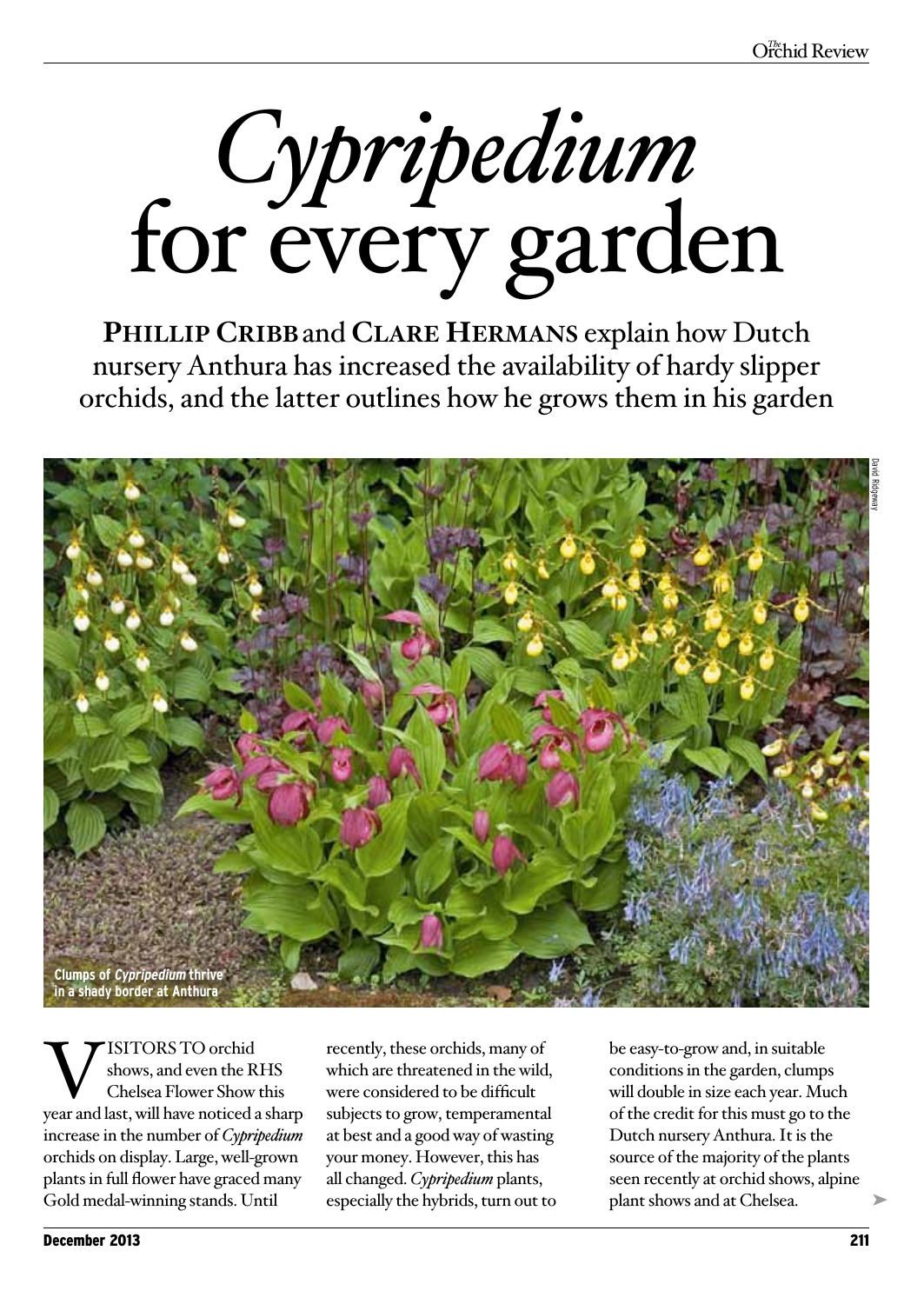# *Cypripedium* for every garden

**Phillip Cribb** and **Clare Hermans** explain how Dutch nursery Anthura has increased the availability of hardy slipper orchids, and the latter outlines how he grows them in his garden

Clumps of *Cypripedium* thrive in a shady border at Anthura

Visitors to orchid shows, and even the RHS Chelsea Flower Show this year and last, will have noticed a sharp increase in the number of *Cypripedium* orchids on display. Large, well-grown plants in full flower have graced many Gold medal-winning stands. Until recently, these orchids, many of which are threatened in the wild, were considered to be difficult subjects to grow, temperamental at best and a good way of wasting your money. However, this has all changed. *Cypripedium* plants, especially the hybrids, turn out to be easy-to-grow and, in suitable conditions in the garden, clumps will double in size each year. Much of the credit for this must go to the Dutch nursery Anthura. It is the source of the majority of the plants seen recently at orchid shows, alpine plant shows and at Chelsea.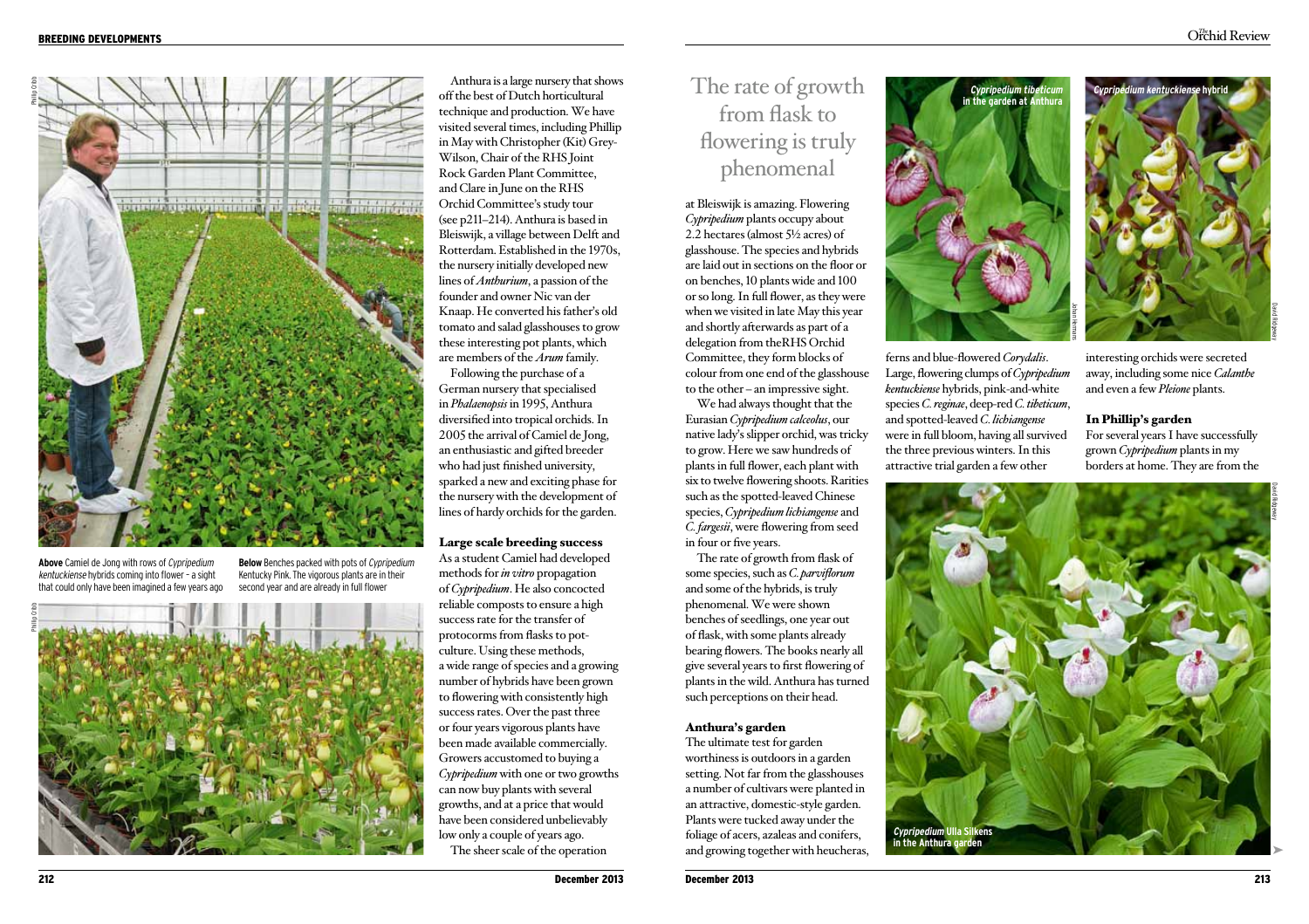**Above** Camiel de Jong with rows of *Cypripedium kentuckiense* hybrids coming into flower – a sight that could only have been imagined a few years ago

**Below** Benches packed with pots of *Cypripedium* Kentucky Pink. The vigorous plants are in their second year and are already in full flower

Anthura is a large nursery that shows off the best of Dutch horticultural technique and production. We have visited several times, including Phillip in May with Christopher (Kit) Grey-Wilson, Chair of the RHS Joint Rock Garden Plant Committee, and Clare in June on the RHS Orchid Committee's study tour (see p211–214). Anthura is based in Bleiswijk, a village between Delft and Rotterdam. Established in the 1970s, the nursery initially developed new lines of *Anthurium*, a passion of the founder and owner Nic van der Knaap. He converted his father's old tomato and salad glasshouses to grow these interesting pot plants, which are members of the *Arum* family.

Following the purchase of a German nursery that specialised in *Phalaenopsis* in 1995, Anthura diversified into tropical orchids. In 2005 the arrival of Camiel de Jong, an enthusiastic and gifted breeder who had just finished university, sparked a new and exciting phase for the nursery with the development of lines of hardy orchids for the garden.

## Large scale breeding success

As a student Camiel had developed methods for *in vitro* propagation of *Cypripedium*. He also concocted reliable composts to ensure a high success rate for the transfer of protocorms from flasks to pot-culture. Using these methods, a wide range of species and a growing number of hybrids have been grown to flowering with consistently high success rates. Over the past three or four years vigorous plants have been made available commercially. Growers accustomed to buying a *Cypripedium* with one or two growths can now buy plants with several growths, and at a price that would have been considered unbelievably low only a couple of years ago.

The sheer scale of the operation at Bleiswijk is amazing. Flowering *Cypripedium* plants occupy about 2.2 hectares (almost 5½ acres) of glasshouse. The species and hybrids are laid out in sections on the floor or on benches, 10 plants wide and 100 or so long. In full flower, as they were when we visited in late May this year and shortly afterwards as part of a delegation from theRHS Orchid Committee, they form blocks of colour from one end of the glasshouse to the other – an impressive sight.

We had always thought that the Eurasian *Cypripedium calceolus*, our native lady's slipper orchid, was tricky to grow. Here we saw hundreds of plants in full flower, each plant with six to twelve flowering shoots. Rarities such as the spotted-leaved Chinese species, *Cypripedium lichiangense* and *C. fargesii*, were flowering from seed in four or five years.

The rate of growth from flask of some species, such as *C. parviflorum* and some of the hybrids, is truly phenomenal. We were shown benches of seedlings, one year out of flask, with some plants already bearing flowers. The books nearly all give several years to first flowering of plants in the wild. Anthura has turned such perceptions on their head.

> The rate of growth from flask to flowering is truly phenomenal

## Anthura's garden

The ultimate test for garden worthiness is outdoors in a garden setting. Not far from the glasshouses a number of cultivars were planted in an attractive, domestic-style garden. Plants were tucked away under the foliage of acers, azaleas and conifers, and growing together with heucheras, ferns and blue-flowered *Corydalis*. Large, flowering clumps of *Cypripedium kentuckiense* hybrids, pink-and-white species *C. reginae*, deep-red *C. tibeticum*, and spotted-leaved *C. lichiangense* were in full bloom, having all survived the three previous winters. In this attractive trial garden a few other interesting orchids were secreted away, including some nice *Calanthe* and even a few *Pleione* plants.

*Cypripedium tibeticum* in the garden at Anthura

*Cypripedium kentuckiense* hybrid

*Cypripedium* Ulla Silkens in the Anthura garden

## In Phillip's garden

For several years I have successfully grown *Cypripedium* plants in my borders at home. They are from the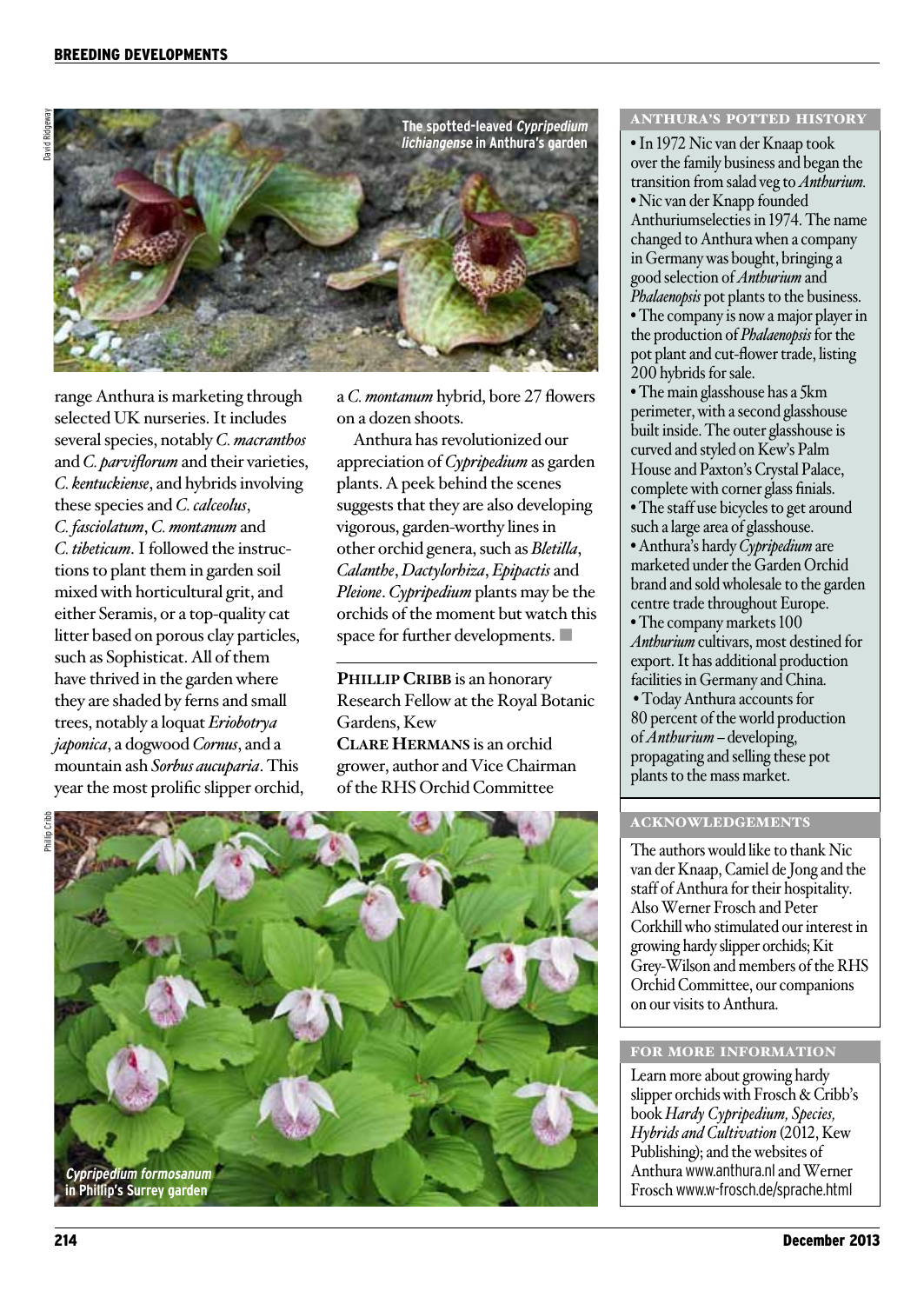range Anthura is marketing through selected UK nurseries. It includes several species, notably *C. macranthos* and *C. parviflorum* and their varieties, *C. kentuckiense*, and hybrids involving these species and *C. calceolus*, *C. fasciolatum*, *C. montanum* and *C. tibeticum*. I followed the instructions to plant them in garden soil mixed with horticultural grit, and either Seramis, or a top-quality cat litter based on porous clay particles, such as Sophisticat. All of them have thrived in the garden where they are shaded by ferns and small trees, notably a loquat *Eriobotrya japonica*, a dogwood *Cornus*, and a mountain ash *Sorbus aucuparia*. This year the most prolific slipper orchid, a *C. montanum* hybrid, bore 27 flowers on a dozen shoots.

Anthura has revolutionized our appreciation of *Cypripedium* as garden plants. A peek behind the scenes suggests that they are also developing vigorous, garden-worthy lines in other orchid genera, such as *Bletilla*, *Calanthe*, *Dactylorhiza*, *Epipactis* and *Pleione*. *Cypripedium* plants may be the orchids of the moment but watch this space for further developments. ■

**Phillip Cribb** is an honorary Research Fellow at the Royal Botanic Gardens, Kew
**Clare Hermans** is an orchid grower, author and Vice Chairman of the RHS Orchid Committee

The spotted-leaved *Cypripedium lichiangense* in Anthura's garden

*Cypripedium formosanum* in Phillip's Surrey garden

## Anthura's potted history

- In 1972 Nic van der Knaap took over the family business and began the transition from salad veg to *Anthurium*.
- Nic van der Knapp founded Anthuriumselecties in 1974. The name changed to Anthura when a company in Germany was bought, bringing a good selection of *Anthurium* and *Phalaenopsis* pot plants to the business.
- The company is now a major player in the production of *Phalaenopsis* for the pot plant and cut-flower trade, listing 200 hybrids for sale.
- The main glasshouse has a 5km perimeter, with a second glasshouse built inside. The outer glasshouse is curved and styled on Kew's Palm House and Paxton's Crystal Palace, complete with corner glass finials.
- The staff use bicycles to get around such a large area of glasshouse.
- Anthura's hardy *Cypripedium* are marketed under the Garden Orchid brand and sold wholesale to the garden centre trade throughout Europe.
- The company markets 100 *Anthurium* cultivars, most destined for export. It has additional production facilities in Germany and China.
- Today Anthura accounts for 80 percent of the world production of *Anthurium* – developing, propagating and selling these pot plants to the mass market.

## Acknowledgements

The authors would like to thank Nic van der Knaap, Camiel de Jong and the staff of Anthura for their hospitality. Also Werner Frosch and Peter Corkhill who stimulated our interest in growing hardy slipper orchids; Kit Grey-Wilson and members of the RHS Orchid Committee, our companions on our visits to Anthura.

## For more information

Learn more about growing hardy slipper orchids with Frosch & Cribb's book *Hardy Cypripedium, Species, Hybrids and Cultivation* (2012, Kew Publishing); and the websites of Anthura www.anthura.nl and Werner Frosch www.w-frosch.de/sprache.html